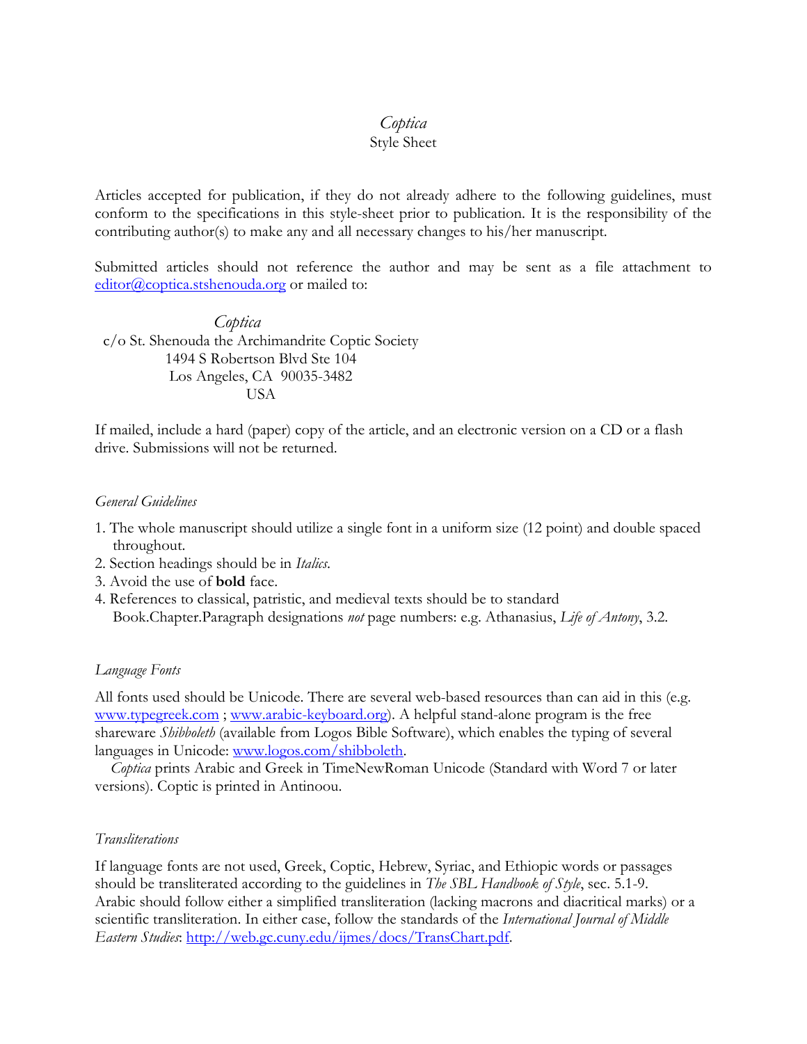# *Coptica*

Style Sheet

Articles accepted for publication, if they do not already adhere to the following guidelines, must conform to the specifications in this style-sheet prior to publication. It is the responsibility of the contributing author(s) to make any and all necessary changes to his/her manuscript.

Submitted articles should not reference the author and may be sent as a file attachment to editor@coptica.stshenouda.org or mailed to:

*Coptica*
c/o St. Shenouda the Archimandrite Coptic Society
1494 S Robertson Blvd Ste 104
Los Angeles, CA 90035-3482
USA

If mailed, include a hard (paper) copy of the article, and an electronic version on a CD or a flash drive. Submissions will not be returned.

## *General Guidelines*

1. The whole manuscript should utilize a single font in a uniform size (12 point) and double spaced throughout.
2. Section headings should be in *Italics*.
3. Avoid the use of **bold** face.
4. References to classical, patristic, and medieval texts should be to standard Book.Chapter.Paragraph designations *not* page numbers: e.g. Athanasius, *Life of Antony*, 3.2.

## *Language Fonts*

All fonts used should be Unicode. There are several web-based resources than can aid in this (e.g. www.typegreek.com ; www.arabic-keyboard.org). A helpful stand-alone program is the free shareware *Shibboleth* (available from Logos Bible Software), which enables the typing of several languages in Unicode: www.logos.com/shibboleth.

*Coptica* prints Arabic and Greek in TimeNewRoman Unicode (Standard with Word 7 or later versions). Coptic is printed in Antinoou.

## *Transliterations*

If language fonts are not used, Greek, Coptic, Hebrew, Syriac, and Ethiopic words or passages should be transliterated according to the guidelines in *The SBL Handbook of Style*, sec. 5.1-9. Arabic should follow either a simplified transliteration (lacking macrons and diacritical marks) or a scientific transliteration. In either case, follow the standards of the *International Journal of Middle Eastern Studies*: http://web.gc.cuny.edu/ijmes/docs/TransChart.pdf.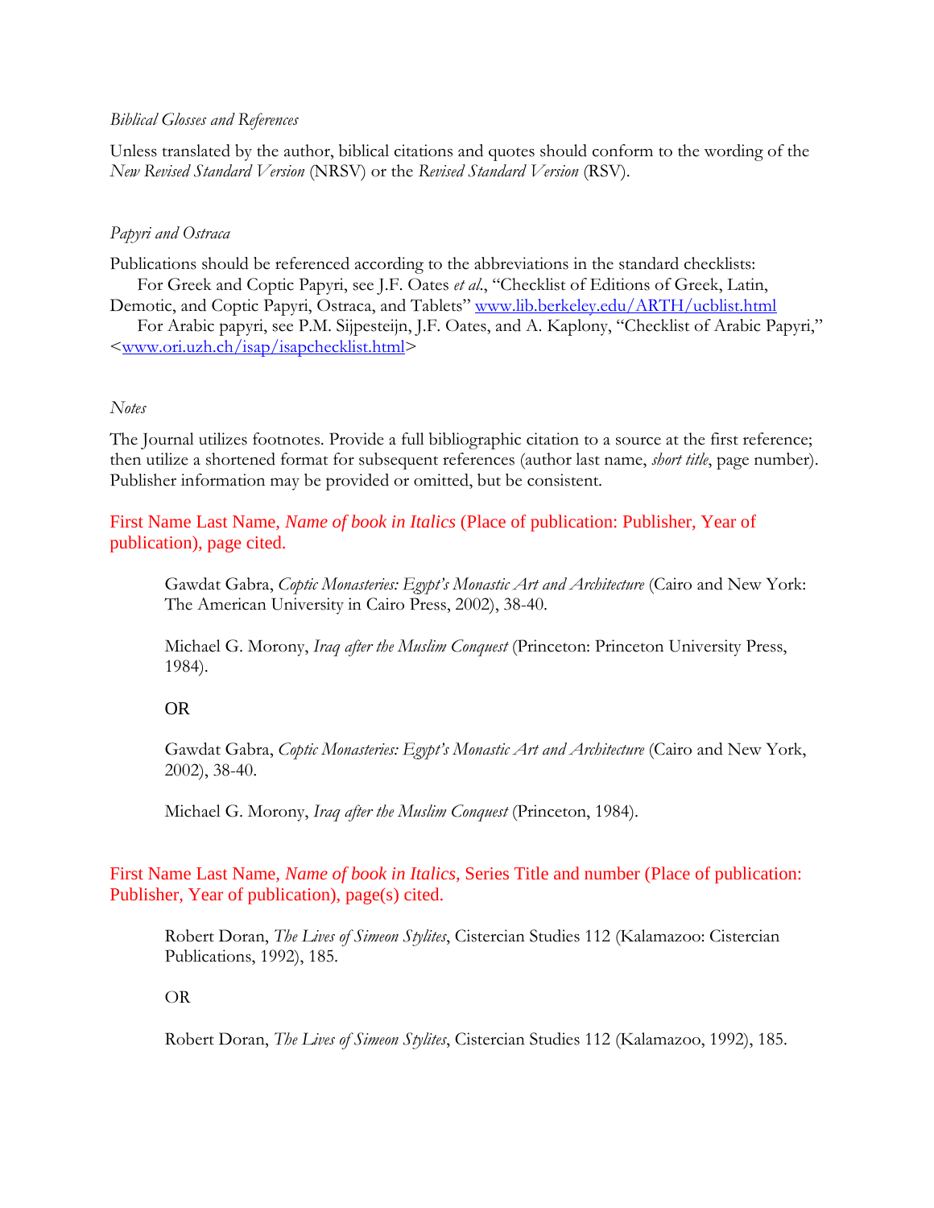*Biblical Glosses and References*

Unless translated by the author, biblical citations and quotes should conform to the wording of the *New Revised Standard Version* (NRSV) or the *Revised Standard Version* (RSV).

*Papyri and Ostraca*

Publications should be referenced according to the abbreviations in the standard checklists:

For Greek and Coptic Papyri, see J.F. Oates *et al.*, "Checklist of Editions of Greek, Latin, Demotic, and Coptic Papyri, Ostraca, and Tablets" www.lib.berkeley.edu/ARTH/ucblist.html

For Arabic papyri, see P.M. Sijpesteijn, J.F. Oates, and A. Kaplony, "Checklist of Arabic Papyri," <www.ori.uzh.ch/isap/isapchecklist.html>

*Notes*

The Journal utilizes footnotes. Provide a full bibliographic citation to a source at the first reference; then utilize a shortened format for subsequent references (author last name, *short title*, page number). Publisher information may be provided or omitted, but be consistent.

First Name Last Name, *Name of book in Italics* (Place of publication: Publisher, Year of publication), page cited.

> Gawdat Gabra, *Coptic Monasteries: Egypt's Monastic Art and Architecture* (Cairo and New York: The American University in Cairo Press, 2002), 38-40.
>
> Michael G. Morony, *Iraq after the Muslim Conquest* (Princeton: Princeton University Press, 1984).
>
> OR
>
> Gawdat Gabra, *Coptic Monasteries: Egypt's Monastic Art and Architecture* (Cairo and New York, 2002), 38-40.
>
> Michael G. Morony, *Iraq after the Muslim Conquest* (Princeton, 1984).

First Name Last Name, *Name of book in Italics*, Series Title and number (Place of publication: Publisher, Year of publication), page(s) cited.

> Robert Doran, *The Lives of Simeon Stylites*, Cistercian Studies 112 (Kalamazoo: Cistercian Publications, 1992), 185.
>
> OR
>
> Robert Doran, *The Lives of Simeon Stylites*, Cistercian Studies 112 (Kalamazoo, 1992), 185.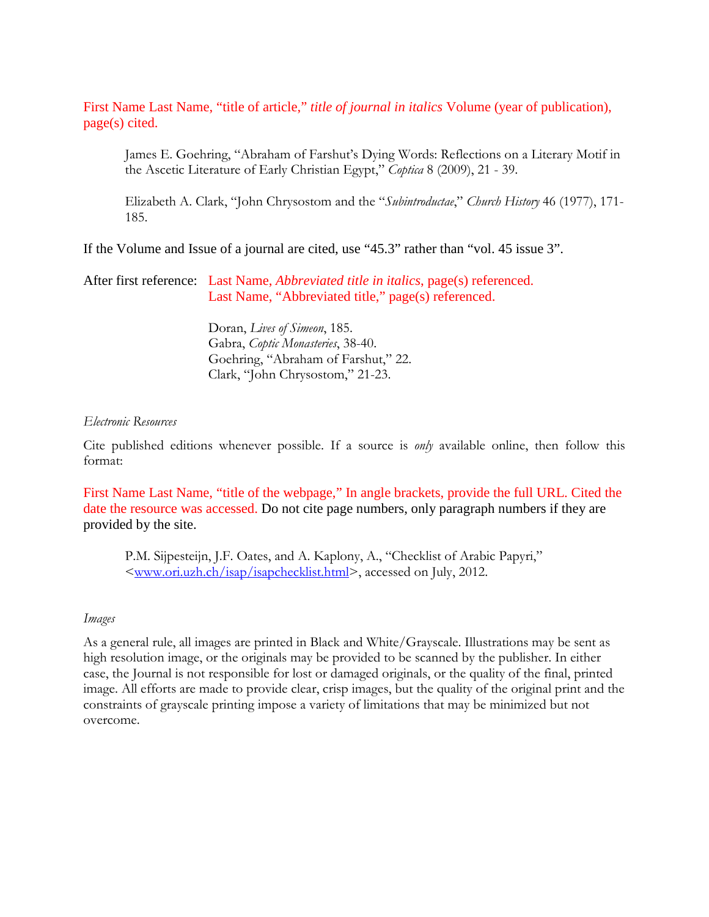First Name Last Name, "title of article," *title of journal in italics* Volume (year of publication), page(s) cited.

> James E. Goehring, "Abraham of Farshut's Dying Words: Reflections on a Literary Motif in the Ascetic Literature of Early Christian Egypt," *Coptica* 8 (2009), 21 - 39.
>
> Elizabeth A. Clark, "John Chrysostom and the "*Subintroductae*," *Church History* 46 (1977), 171-185.

If the Volume and Issue of a journal are cited, use "45.3" rather than "vol. 45 issue 3".

After first reference: Last Name, *Abbreviated title in italics*, page(s) referenced.
Last Name, "Abbreviated title," page(s) referenced.

> Doran, *Lives of Simeon*, 185.
> Gabra, *Coptic Monasteries*, 38-40.
> Goehring, "Abraham of Farshut," 22.
> Clark, "John Chrysostom," 21-23.

*Electronic Resources*

Cite published editions whenever possible. If a source is *only* available online, then follow this format:

First Name Last Name, "title of the webpage," In angle brackets, provide the full URL. Cited the date the resource was accessed. Do not cite page numbers, only paragraph numbers if they are provided by the site.

> P.M. Sijpesteijn, J.F. Oates, and A. Kaplony, A., "Checklist of Arabic Papyri," <www.ori.uzh.ch/isap/isapchecklist.html>, accessed on July, 2012.

*Images*

As a general rule, all images are printed in Black and White/Grayscale. Illustrations may be sent as high resolution image, or the originals may be provided to be scanned by the publisher. In either case, the Journal is not responsible for lost or damaged originals, or the quality of the final, printed image. All efforts are made to provide clear, crisp images, but the quality of the original print and the constraints of grayscale printing impose a variety of limitations that may be minimized but not overcome.